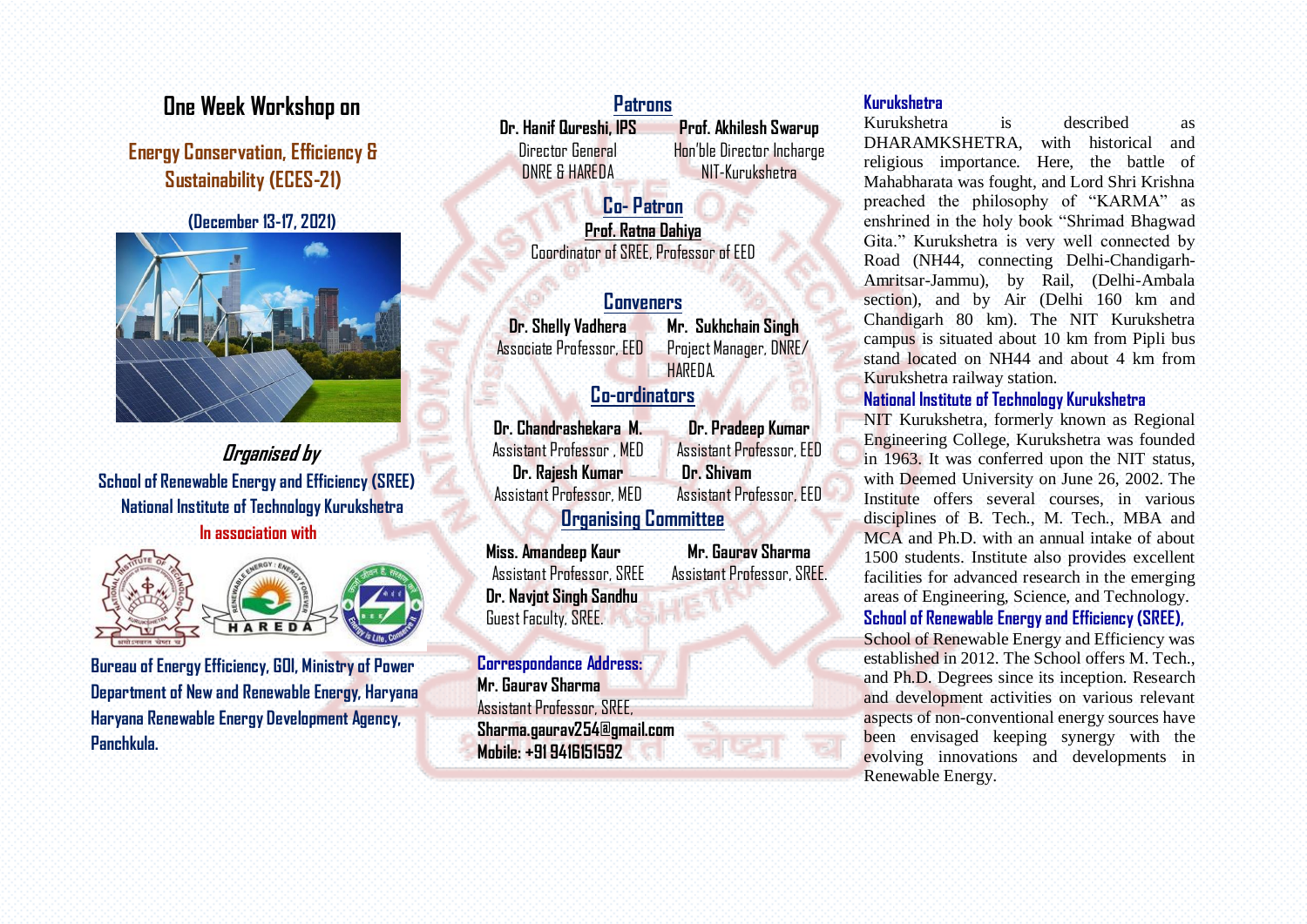# One Week Workshop on

## Energy Conservation, Efficiency & Sustainability (ECES-21)

**(December 13-17, 2021)**

*Organised by*

**School of Renewable Energy and Efficiency (SREE)**
**National Institute of Technology Kurukshetra**

**In association with**

**Bureau of Energy Efficiency, GOI, Ministry of Power**
**Department of New and Renewable Energy, Haryana**
**Haryana Renewable Energy Development Agency, Panchkula.**

## Patrons

**Dr. Hanif Qureshi, IPS**
Director General
DNRE & HAREDA

**Prof. Akhilesh Swarup**
Hon'ble Director Incharge
NIT-Kurukshetra

## Co- Patron

**Prof. Ratna Dahiya**
Coordinator of SREE, Professor of EED

## Conveners

**Dr. Shelly Vadhera**
Associate Professor, EED

**Mr. Sukhchain Singh**
Project Manager, DNRE/ HAREDA.

## Co-ordinators

**Dr. Chandrashekara M.**
Assistant Professor , MED

**Dr. Pradeep Kumar**
Assistant Professor, EED

**Dr. Rajesh Kumar**
Assistant Professor, MED

**Dr. Shivam**
Assistant Professor, EED

## Organising Committee

**Miss. Amandeep Kaur**
Assistant Professor, SREE

**Mr. Gaurav Sharma**
Assistant Professor, SREE.

**Dr. Navjot Singh Sandhu**
Guest Faculty, SREE.

**Correspondance Address:**
**Mr. Gaurav Sharma**
Assistant Professor, SREE,
**Sharma.gaurav254@gmail.com**
**Mobile: +91 9416151592**

### Kurukshetra

Kurukshetra is described as DHARAMKSHETRA, with historical and religious importance. Here, the battle of Mahabharata was fought, and Lord Shri Krishna preached the philosophy of "KARMA" as enshrined in the holy book "Shrimad Bhagwad Gita." Kurukshetra is very well connected by Road (NH44, connecting Delhi-Chandigarh-Amritsar-Jammu), by Rail, (Delhi-Ambala section), and by Air (Delhi 160 km and Chandigarh 80 km). The NIT Kurukshetra campus is situated about 10 km from Pipli bus stand located on NH44 and about 4 km from Kurukshetra railway station.

### National Institute of Technology Kurukshetra

NIT Kurukshetra, formerly known as Regional Engineering College, Kurukshetra was founded in 1963. It was conferred upon the NIT status, with Deemed University on June 26, 2002. The Institute offers several courses, in various disciplines of B. Tech., M. Tech., MBA and MCA and Ph.D. with an annual intake of about 1500 students. Institute also provides excellent facilities for advanced research in the emerging areas of Engineering, Science, and Technology.

### School of Renewable Energy and Efficiency (SREE),

School of Renewable Energy and Efficiency was established in 2012. The School offers M. Tech., and Ph.D. Degrees since its inception. Research and development activities on various relevant aspects of non-conventional energy sources have been envisaged keeping synergy with the evolving innovations and developments in Renewable Energy.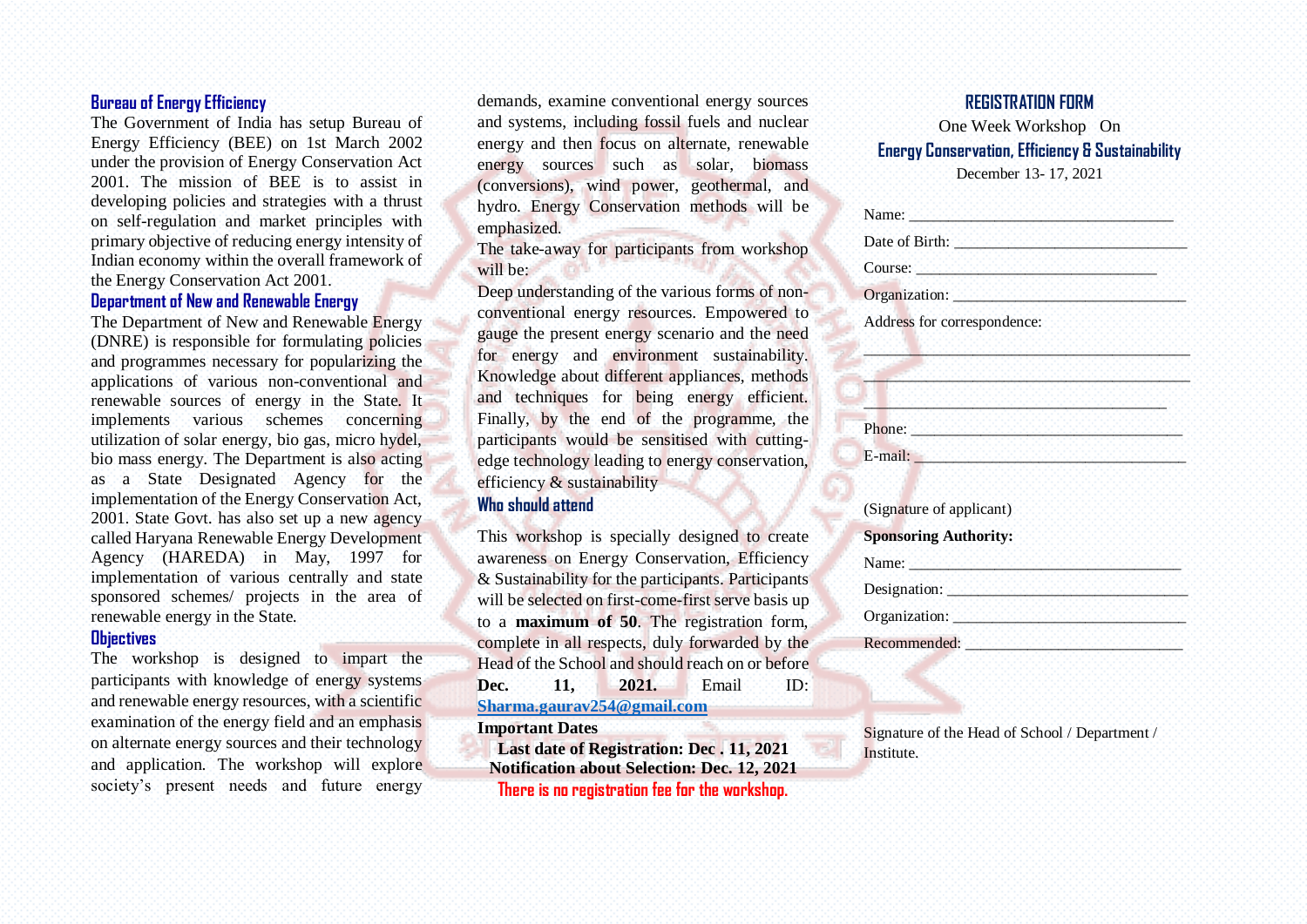## Bureau of Energy Efficiency

The Government of India has setup Bureau of Energy Efficiency (BEE) on 1st March 2002 under the provision of Energy Conservation Act 2001. The mission of BEE is to assist in developing policies and strategies with a thrust on self-regulation and market principles with primary objective of reducing energy intensity of Indian economy within the overall framework of the Energy Conservation Act 2001.

## Department of New and Renewable Energy

The Department of New and Renewable Energy (DNRE) is responsible for formulating policies and programmes necessary for popularizing the applications of various non-conventional and renewable sources of energy in the State. It implements various schemes concerning utilization of solar energy, bio gas, micro hydel, bio mass energy. The Department is also acting as a State Designated Agency for the implementation of the Energy Conservation Act, 2001. State Govt. has also set up a new agency called Haryana Renewable Energy Development Agency (HAREDA) in May, 1997 for implementation of various centrally and state sponsored schemes/ projects in the area of renewable energy in the State.

## Objectives

The workshop is designed to impart the participants with knowledge of energy systems and renewable energy resources, with a scientific examination of the energy field and an emphasis on alternate energy sources and their technology and application. The workshop will explore society's present needs and future energy demands, examine conventional energy sources and systems, including fossil fuels and nuclear energy and then focus on alternate, renewable energy sources such as solar, biomass (conversions), wind power, geothermal, and hydro. Energy Conservation methods will be emphasized.

The take-away for participants from workshop will be:

Deep understanding of the various forms of non-conventional energy resources. Empowered to gauge the present energy scenario and the need for energy and environment sustainability. Knowledge about different appliances, methods and techniques for being energy efficient. Finally, by the end of the programme, the participants would be sensitised with cutting-edge technology leading to energy conservation, efficiency & sustainability

## Who should attend

This workshop is specially designed to create awareness on Energy Conservation, Efficiency & Sustainability for the participants. Participants will be selected on first-come-first serve basis up to a **maximum of 50**. The registration form, complete in all respects, duly forwarded by the Head of the School and should reach on or before **Dec. 11, 2021.** Email ID: **Sharma.gaurav254@gmail.com**

**Important Dates**

**Last date of Registration: Dec . 11, 2021**

**Notification about Selection: Dec. 12, 2021**

**There is no registration fee for the workshop.**

## REGISTRATION FORM

One Week Workshop On

**Energy Conservation, Efficiency & Sustainability**

December 13- 17, 2021

Name: ______________________________

Date of Birth: ___________________________

Course: ___________________________

Organization: ___________________________

Address for correspondence:

____________________________________

____________________________________

____________________________________

Phone: ________________________________

E-mail: ________________________________

(Signature of applicant)

**Sponsoring Authority:**

Name: ________________________________

Designation: ____________________________

Organization: ___________________________

Recommended: __________________________

Signature of the Head of School / Department / Institute.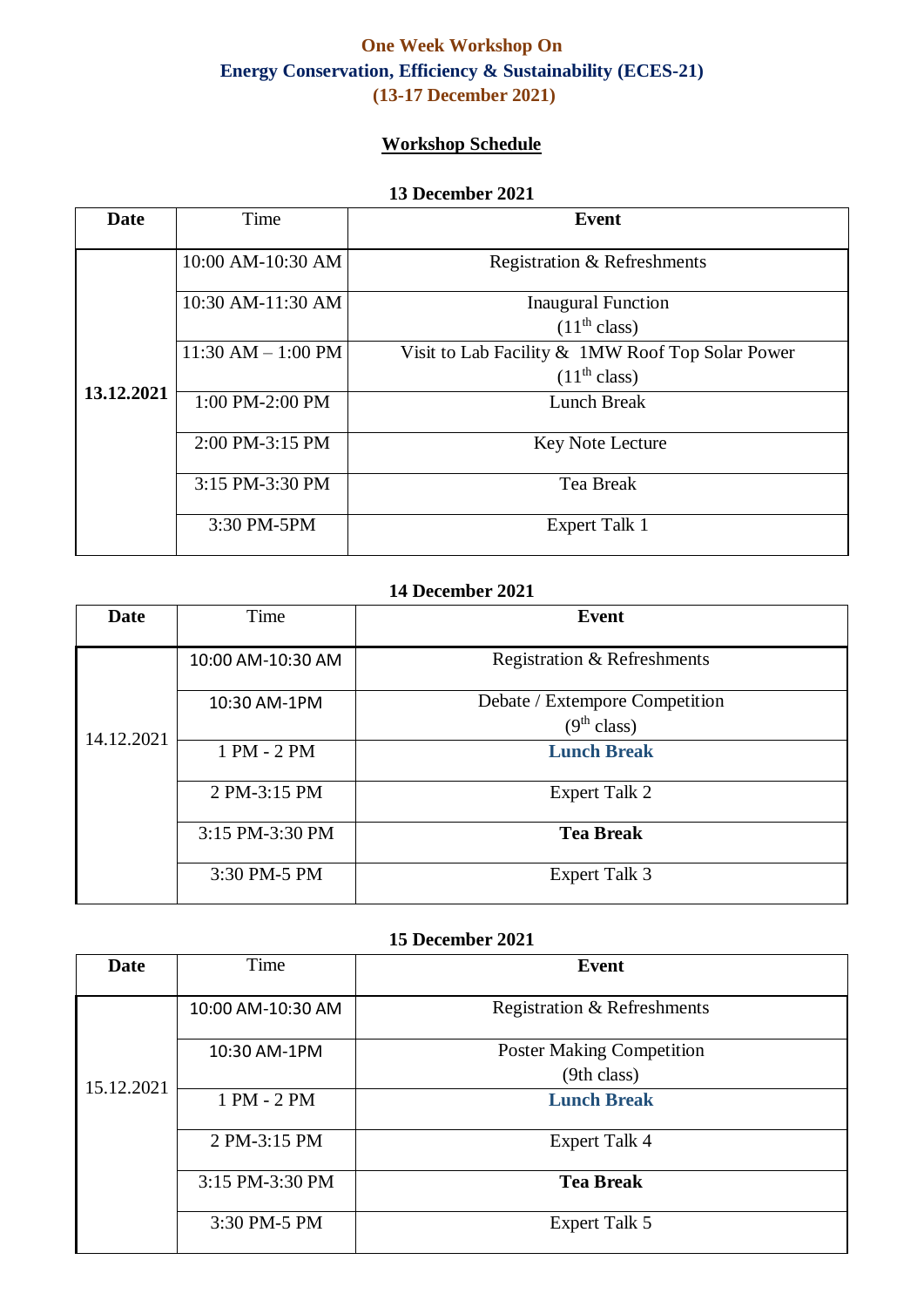**One Week Workshop On**

**Energy Conservation, Efficiency & Sustainability (ECES-21)**

**(13-17 December 2021)**

## Workshop Schedule

**13 December 2021**

| **Date** | Time | **Event** |
|---|---|---|
| **13.12.2021** | 10:00 AM-10:30 AM | Registration & Refreshments |
| | 10:30 AM-11:30 AM | Inaugural Function (11th class) |
| | 11:30 AM – 1:00 PM | Visit to Lab Facility & 1MW Roof Top Solar Power (11th class) |
| | 1:00 PM-2:00 PM | Lunch Break |
| | 2:00 PM-3:15 PM | Key Note Lecture |
| | 3:15 PM-3:30 PM | Tea Break |
| | 3:30 PM-5PM | Expert Talk 1 |

**14 December 2021**

| **Date** | Time | **Event** |
|---|---|---|
| 14.12.2021 | 10:00 AM-10:30 AM | Registration & Refreshments |
| | 10:30 AM-1PM | Debate / Extempore Competition (9th class) |
| | 1 PM - 2 PM | **Lunch Break** |
| | 2 PM-3:15 PM | Expert Talk 2 |
| | 3:15 PM-3:30 PM | **Tea Break** |
| | 3:30 PM-5 PM | Expert Talk 3 |

**15 December 2021**

| **Date** | Time | **Event** |
|---|---|---|
| 15.12.2021 | 10:00 AM-10:30 AM | Registration & Refreshments |
| | 10:30 AM-1PM | Poster Making Competition (9th class) |
| | 1 PM - 2 PM | **Lunch Break** |
| | 2 PM-3:15 PM | Expert Talk 4 |
| | 3:15 PM-3:30 PM | **Tea Break** |
| | 3:30 PM-5 PM | Expert Talk 5 |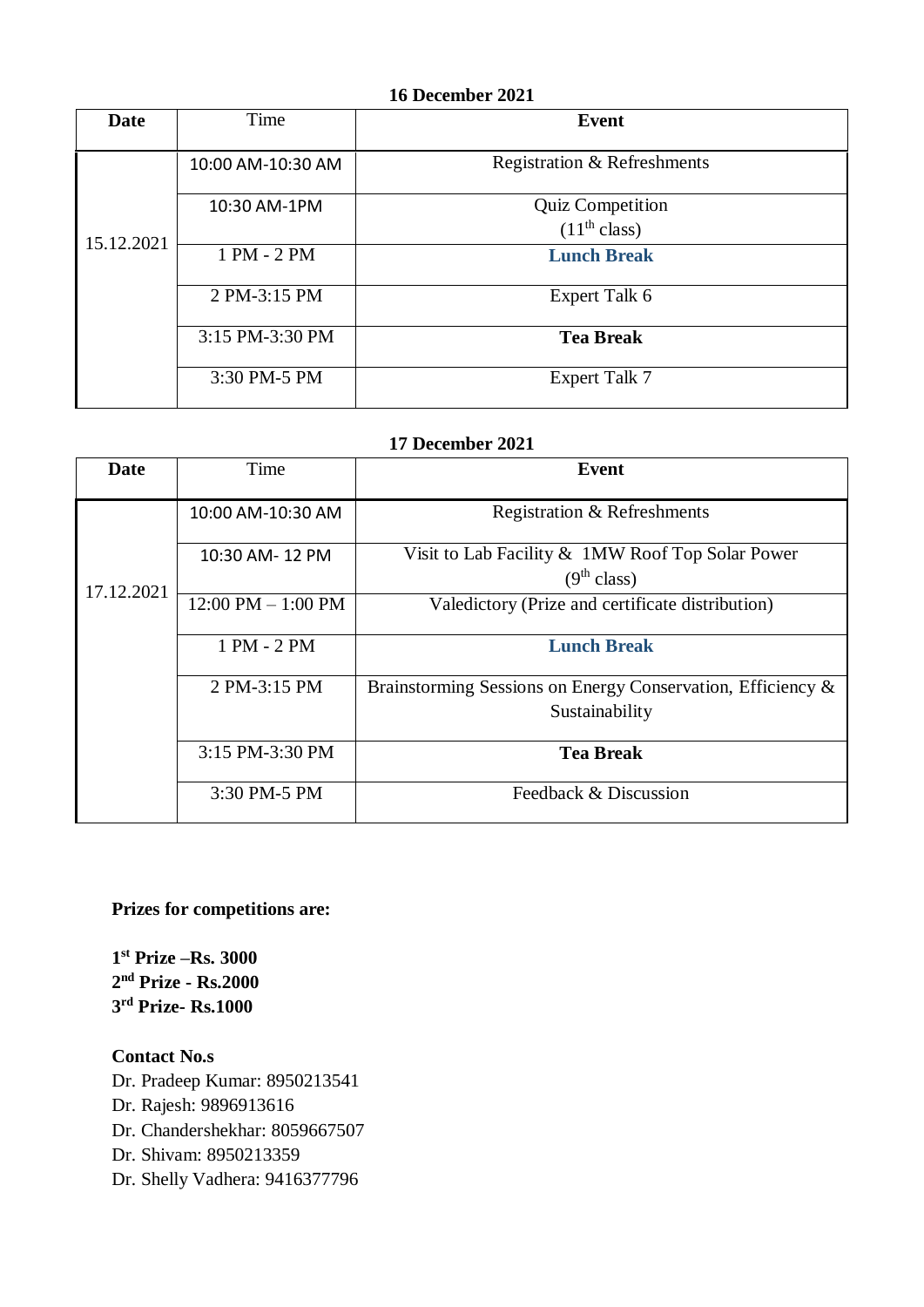**16 December 2021**

| Date | Time | Event |
|---|---|---|
| 15.12.2021 | 10:00 AM-10:30 AM | Registration & Refreshments |
| | 10:30 AM-1PM | Quiz Competition ($11^{th}$ class) |
| | 1 PM - 2 PM | **Lunch Break** |
| | 2 PM-3:15 PM | Expert Talk 6 |
| | 3:15 PM-3:30 PM | **Tea Break** |
| | 3:30 PM-5 PM | Expert Talk 7 |

**17 December 2021**

| Date | Time | Event |
|---|---|---|
| 17.12.2021 | 10:00 AM-10:30 AM | Registration & Refreshments |
| | 10:30 AM- 12 PM | Visit to Lab Facility & 1MW Roof Top Solar Power ($9^{th}$ class) |
| | 12:00 PM – 1:00 PM | Valedictory (Prize and certificate distribution) |
| | 1 PM - 2 PM | **Lunch Break** |
| | 2 PM-3:15 PM | Brainstorming Sessions on Energy Conservation, Efficiency & Sustainability |
| | 3:15 PM-3:30 PM | **Tea Break** |
| | 3:30 PM-5 PM | Feedback & Discussion |

**Prizes for competitions are:**

**1st Prize –Rs. 3000**
**2nd Prize - Rs.2000**
**3rd Prize- Rs.1000**

**Contact No.s**

Dr. Pradeep Kumar: 8950213541
Dr. Rajesh: 9896913616
Dr. Chandershekhar: 8059667507
Dr. Shivam: 8950213359
Dr. Shelly Vadhera: 9416377796